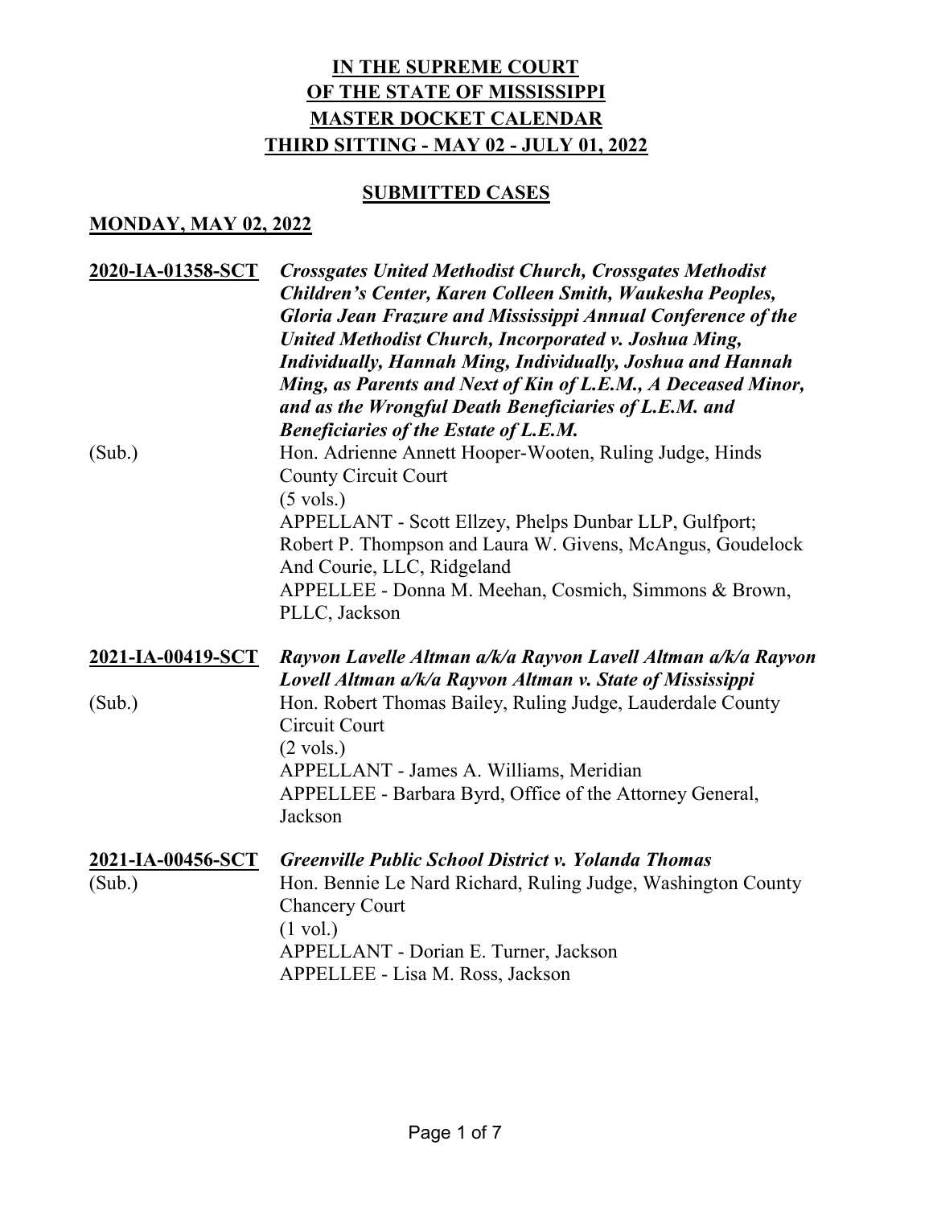# IN THE SUPREME COURT OF THE STATE OF MISSISSIPPI MASTER DOCKET CALENDAR THIRD SITTING - MAY 02 - JULY 01, 2022

## SUBMITTED CASES

### MONDAY, MAY 02, 2022

**2020-IA-01358-SCT** ***Crossgates United Methodist Church, Crossgates Methodist Children's Center, Karen Colleen Smith, Waukesha Peoples, Gloria Jean Frazure and Mississippi Annual Conference of the United Methodist Church, Incorporated v. Joshua Ming, Individually, Hannah Ming, Individually, Joshua and Hannah Ming, as Parents and Next of Kin of L.E.M., A Deceased Minor, and as the Wrongful Death Beneficiaries of L.E.M. and Beneficiaries of the Estate of L.E.M.***

(Sub.) Hon. Adrienne Annett Hooper-Wooten, Ruling Judge, Hinds County Circuit Court
(5 vols.)
APPELLANT - Scott Ellzey, Phelps Dunbar LLP, Gulfport; Robert P. Thompson and Laura W. Givens, McAngus, Goudelock And Courie, LLC, Ridgeland
APPELLEE - Donna M. Meehan, Cosmich, Simmons & Brown, PLLC, Jackson

**2021-IA-00419-SCT** ***Rayvon Lavelle Altman a/k/a Rayvon Lavell Altman a/k/a Rayvon Lovell Altman a/k/a Rayvon Altman v. State of Mississippi***

(Sub.) Hon. Robert Thomas Bailey, Ruling Judge, Lauderdale County Circuit Court
(2 vols.)
APPELLANT - James A. Williams, Meridian
APPELLEE - Barbara Byrd, Office of the Attorney General, Jackson

**2021-IA-00456-SCT** ***Greenville Public School District v. Yolanda Thomas***

(Sub.) Hon. Bennie Le Nard Richard, Ruling Judge, Washington County Chancery Court
(1 vol.)
APPELLANT - Dorian E. Turner, Jackson
APPELLEE - Lisa M. Ross, Jackson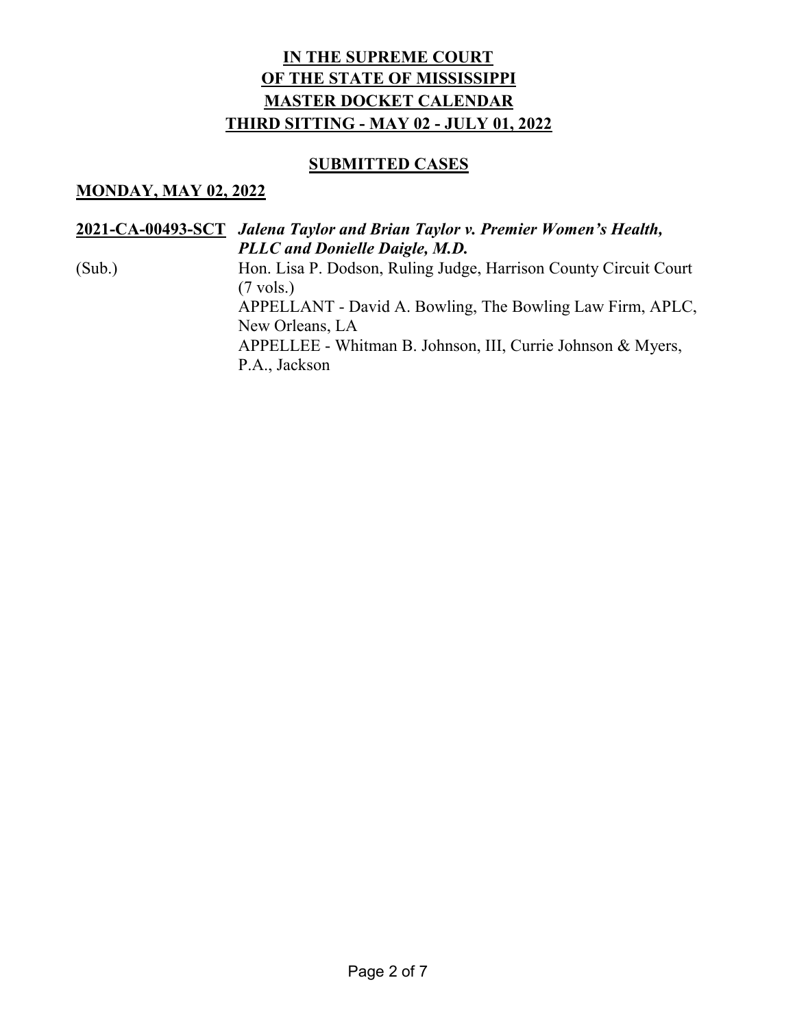**IN THE SUPREME COURT**
**OF THE STATE OF MISSISSIPPI**
**MASTER DOCKET CALENDAR**
**THIRD SITTING - MAY 02 - JULY 01, 2022**

**SUBMITTED CASES**

**MONDAY, MAY 02, 2022**

**2021-CA-00493-SCT** ***Jalena Taylor and Brian Taylor v. Premier Women's Health, PLLC and Donielle Daigle, M.D.***

(Sub.)

Hon. Lisa P. Dodson, Ruling Judge, Harrison County Circuit Court (7 vols.)

APPELLANT - David A. Bowling, The Bowling Law Firm, APLC, New Orleans, LA

APPELLEE - Whitman B. Johnson, III, Currie Johnson & Myers, P.A., Jackson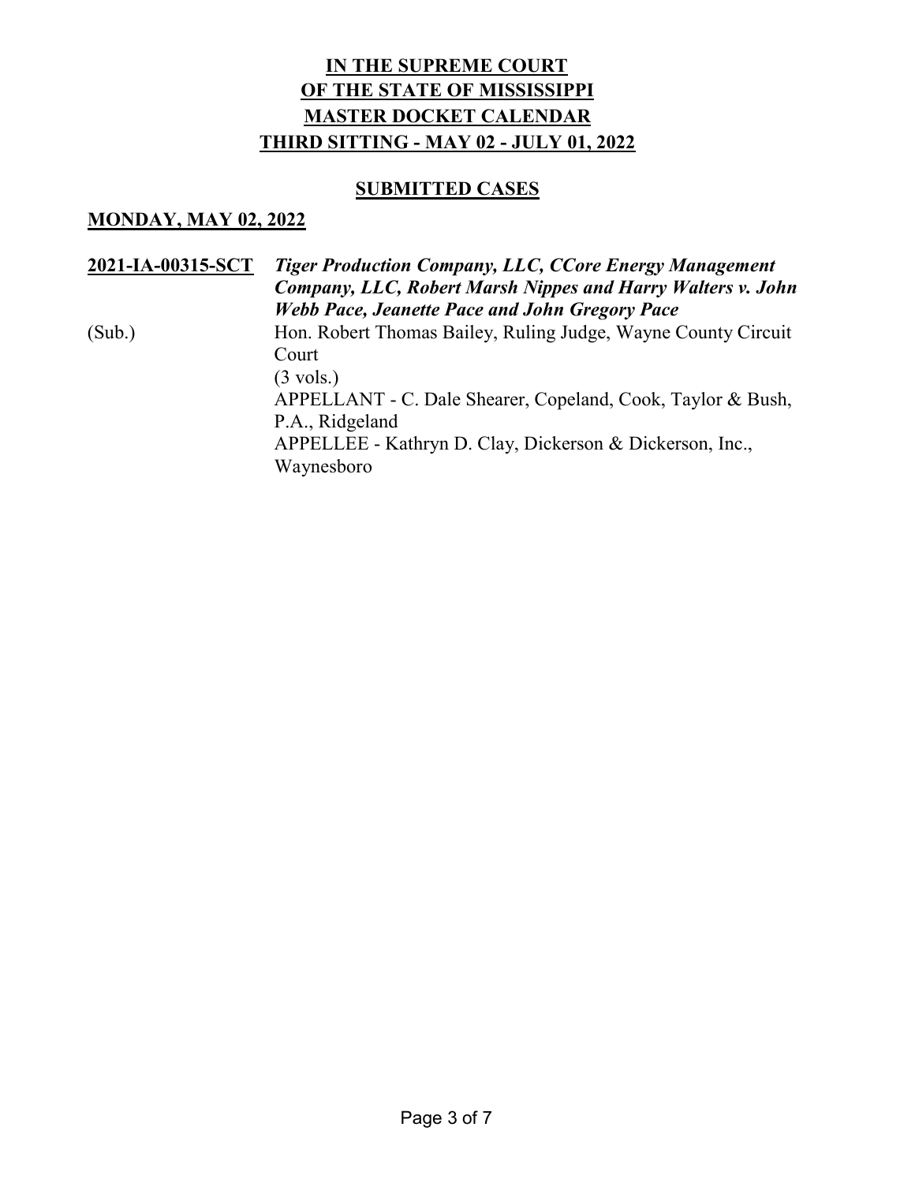# IN THE SUPREME COURT OF THE STATE OF MISSISSIPPI MASTER DOCKET CALENDAR THIRD SITTING - MAY 02 - JULY 01, 2022

## SUBMITTED CASES

### MONDAY, MAY 02, 2022

**2021-IA-00315-SCT** ***Tiger Production Company, LLC, CCore Energy Management Company, LLC, Robert Marsh Nippes and Harry Walters v. John Webb Pace, Jeanette Pace and John Gregory Pace***

(Sub.)

Hon. Robert Thomas Bailey, Ruling Judge, Wayne County Circuit Court

(3 vols.)

APPELLANT - C. Dale Shearer, Copeland, Cook, Taylor & Bush, P.A., Ridgeland

APPELLEE - Kathryn D. Clay, Dickerson & Dickerson, Inc., Waynesboro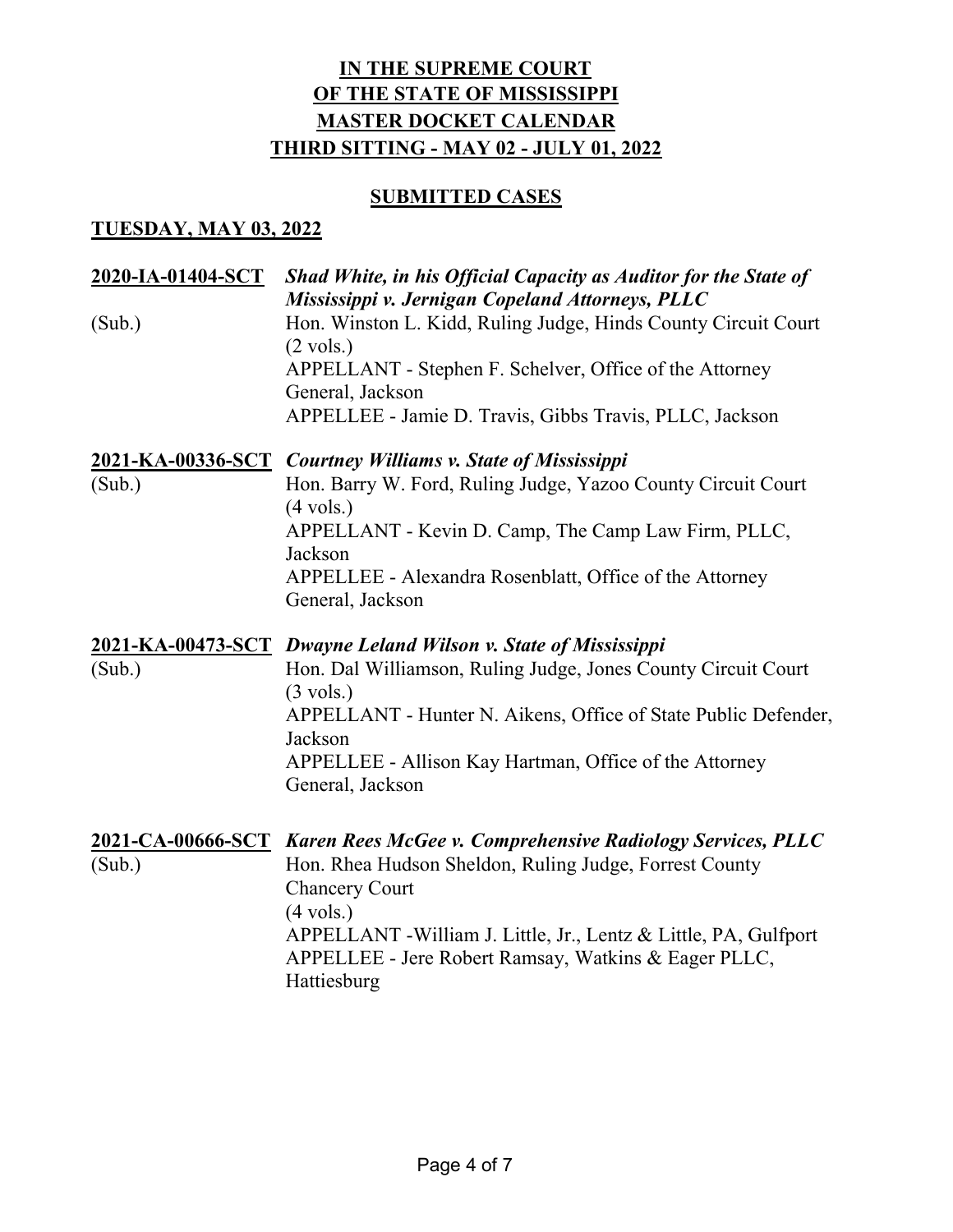**IN THE SUPREME COURT**
**OF THE STATE OF MISSISSIPPI**
**MASTER DOCKET CALENDAR**
**THIRD SITTING - MAY 02 - JULY 01, 2022**

**SUBMITTED CASES**

**TUESDAY, MAY 03, 2022**

**2020-IA-01404-SCT** ***Shad White, in his Official Capacity as Auditor for the State of Mississippi v. Jernigan Copeland Attorneys, PLLC***
(Sub.)
Hon. Winston L. Kidd, Ruling Judge, Hinds County Circuit Court
(2 vols.)
APPELLANT - Stephen F. Schelver, Office of the Attorney General, Jackson
APPELLEE - Jamie D. Travis, Gibbs Travis, PLLC, Jackson

**2021-KA-00336-SCT** ***Courtney Williams v. State of Mississippi***
(Sub.)
Hon. Barry W. Ford, Ruling Judge, Yazoo County Circuit Court
(4 vols.)
APPELLANT - Kevin D. Camp, The Camp Law Firm, PLLC, Jackson
APPELLEE - Alexandra Rosenblatt, Office of the Attorney General, Jackson

**2021-KA-00473-SCT** ***Dwayne Leland Wilson v. State of Mississippi***
(Sub.)
Hon. Dal Williamson, Ruling Judge, Jones County Circuit Court
(3 vols.)
APPELLANT - Hunter N. Aikens, Office of State Public Defender, Jackson
APPELLEE - Allison Kay Hartman, Office of the Attorney General, Jackson

**2021-CA-00666-SCT** ***Karen Rees McGee v. Comprehensive Radiology Services, PLLC***
(Sub.)
Hon. Rhea Hudson Sheldon, Ruling Judge, Forrest County Chancery Court
(4 vols.)
APPELLANT -William J. Little, Jr., Lentz & Little, PA, Gulfport
APPELLEE - Jere Robert Ramsay, Watkins & Eager PLLC, Hattiesburg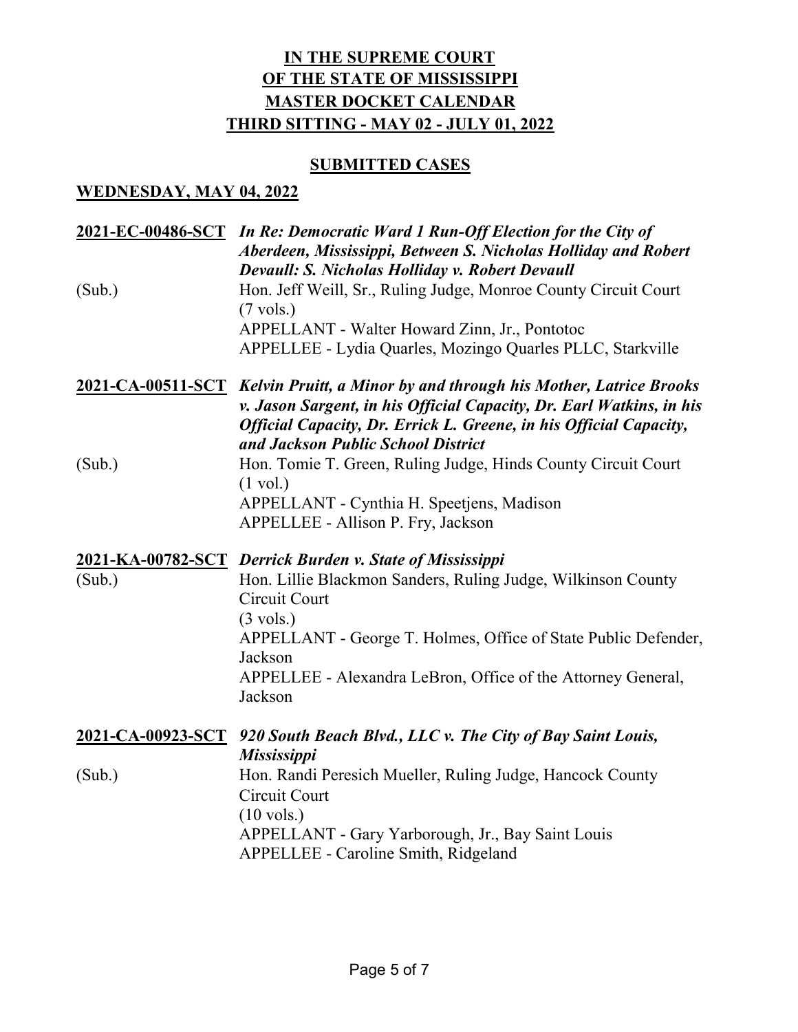# IN THE SUPREME COURT OF THE STATE OF MISSISSIPPI MASTER DOCKET CALENDAR THIRD SITTING - MAY 02 - JULY 01, 2022

## SUBMITTED CASES

### WEDNESDAY, MAY 04, 2022

**2021-EC-00486-SCT** ***In Re: Democratic Ward 1 Run-Off Election for the City of Aberdeen, Mississippi, Between S. Nicholas Holliday and Robert Devaull: S. Nicholas Holliday v. Robert Devaull***

(Sub.)

Hon. Jeff Weill, Sr., Ruling Judge, Monroe County Circuit Court
(7 vols.)
APPELLANT - Walter Howard Zinn, Jr., Pontotoc
APPELLEE - Lydia Quarles, Mozingo Quarles PLLC, Starkville

**2021-CA-00511-SCT** ***Kelvin Pruitt, a Minor by and through his Mother, Latrice Brooks v. Jason Sargent, in his Official Capacity, Dr. Earl Watkins, in his Official Capacity, Dr. Errick L. Greene, in his Official Capacity, and Jackson Public School District***

(Sub.)

Hon. Tomie T. Green, Ruling Judge, Hinds County Circuit Court
(1 vol.)
APPELLANT - Cynthia H. Speetjens, Madison
APPELLEE - Allison P. Fry, Jackson

**2021-KA-00782-SCT** ***Derrick Burden v. State of Mississippi***

(Sub.)

Hon. Lillie Blackmon Sanders, Ruling Judge, Wilkinson County Circuit Court
(3 vols.)
APPELLANT - George T. Holmes, Office of State Public Defender, Jackson
APPELLEE - Alexandra LeBron, Office of the Attorney General, Jackson

**2021-CA-00923-SCT** ***920 South Beach Blvd., LLC v. The City of Bay Saint Louis, Mississippi***

(Sub.)

Hon. Randi Peresich Mueller, Ruling Judge, Hancock County Circuit Court
(10 vols.)
APPELLANT - Gary Yarborough, Jr., Bay Saint Louis
APPELLEE - Caroline Smith, Ridgeland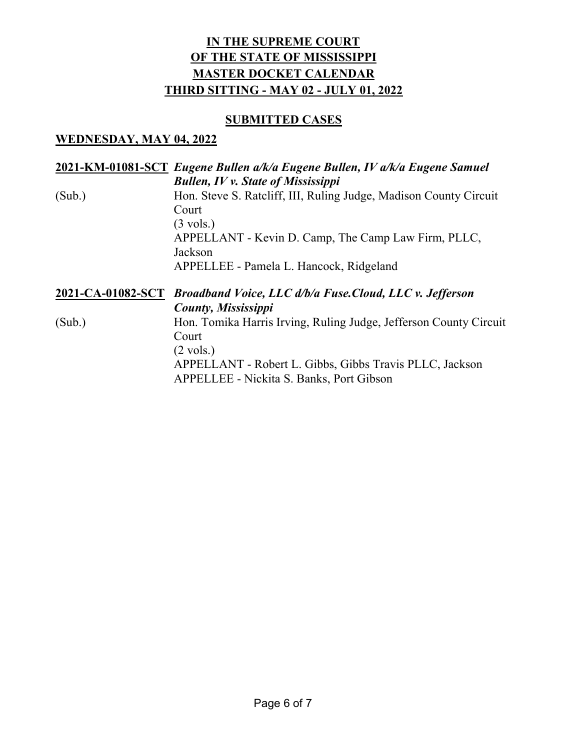# **IN THE SUPREME COURT OF THE STATE OF MISSISSIPPI MASTER DOCKET CALENDAR THIRD SITTING - MAY 02 - JULY 01, 2022**

## **SUBMITTED CASES**

### **WEDNESDAY, MAY 04, 2022**

**2021-KM-01081-SCT** ***Eugene Bullen a/k/a Eugene Bullen, IV a/k/a Eugene Samuel Bullen, IV v. State of Mississippi***

(Sub.)
Hon. Steve S. Ratcliff, III, Ruling Judge, Madison County Circuit Court
(3 vols.)
APPELLANT - Kevin D. Camp, The Camp Law Firm, PLLC, Jackson
APPELLEE - Pamela L. Hancock, Ridgeland

**2021-CA-01082-SCT** ***Broadband Voice, LLC d/b/a Fuse.Cloud, LLC v. Jefferson County, Mississippi***

(Sub.)
Hon. Tomika Harris Irving, Ruling Judge, Jefferson County Circuit Court
(2 vols.)
APPELLANT - Robert L. Gibbs, Gibbs Travis PLLC, Jackson
APPELLEE - Nickita S. Banks, Port Gibson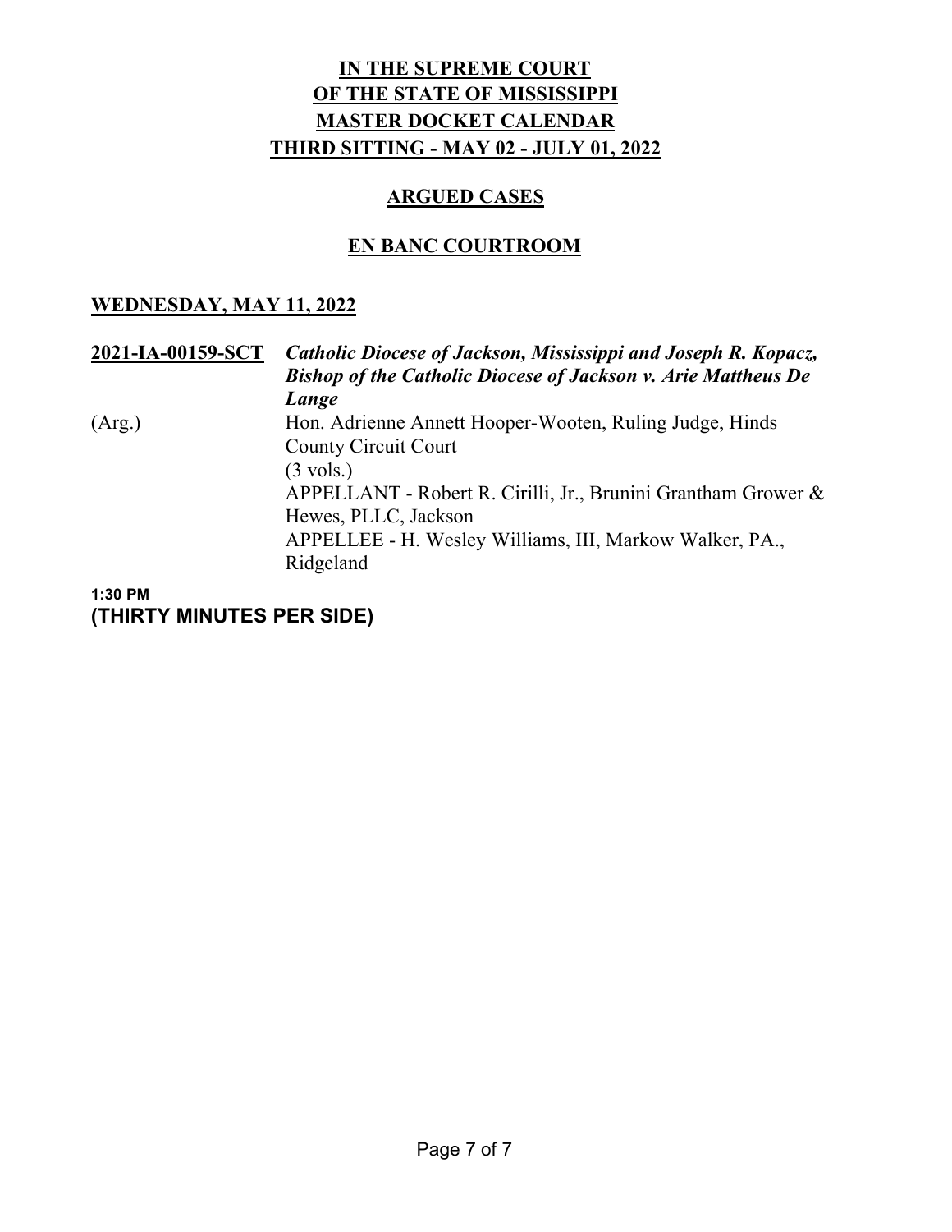**IN THE SUPREME COURT**
**OF THE STATE OF MISSISSIPPI**
**MASTER DOCKET CALENDAR**
**THIRD SITTING - MAY 02 - JULY 01, 2022**

**ARGUED CASES**

**EN BANC COURTROOM**

**WEDNESDAY, MAY 11, 2022**

**2021-IA-00159-SCT** ***Catholic Diocese of Jackson, Mississippi and Joseph R. Kopacz, Bishop of the Catholic Diocese of Jackson v. Arie Mattheus De Lange***

(Arg.)

Hon. Adrienne Annett Hooper-Wooten, Ruling Judge, Hinds County Circuit Court

(3 vols.)

APPELLANT - Robert R. Cirilli, Jr., Brunini Grantham Grower & Hewes, PLLC, Jackson

APPELLEE - H. Wesley Williams, III, Markow Walker, PA., Ridgeland

**1:30 PM**
**(THIRTY MINUTES PER SIDE)**